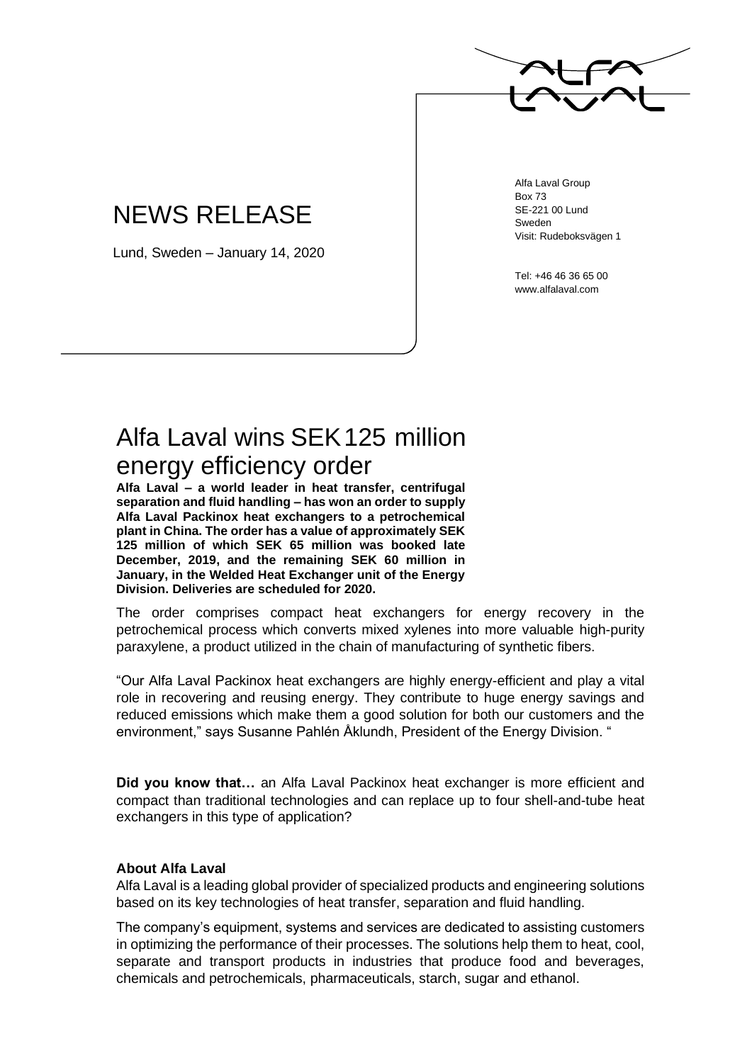# NEWS RELEASE

Lund, Sweden – January 14, 2020

Alfa Laval Group
Box 73
SE-221 00 Lund
Sweden
Visit: Rudeboksvägen 1

Tel: +46 46 36 65 00
www.alfalaval.com

## Alfa Laval wins SEK 125 million energy efficiency order

**Alfa Laval – a world leader in heat transfer, centrifugal separation and fluid handling – has won an order to supply Alfa Laval Packinox heat exchangers to a petrochemical plant in China. The order has a value of approximately SEK 125 million of which SEK 65 million was booked late December, 2019, and the remaining SEK 60 million in January, in the Welded Heat Exchanger unit of the Energy Division. Deliveries are scheduled for 2020.**

The order comprises compact heat exchangers for energy recovery in the petrochemical process which converts mixed xylenes into more valuable high-purity paraxylene, a product utilized in the chain of manufacturing of synthetic fibers.

"Our Alfa Laval Packinox heat exchangers are highly energy-efficient and play a vital role in recovering and reusing energy. They contribute to huge energy savings and reduced emissions which make them a good solution for both our customers and the environment," says Susanne Pahlén Åklundh, President of the Energy Division. "

**Did you know that…** an Alfa Laval Packinox heat exchanger is more efficient and compact than traditional technologies and can replace up to four shell-and-tube heat exchangers in this type of application?

### About Alfa Laval

Alfa Laval is a leading global provider of specialized products and engineering solutions based on its key technologies of heat transfer, separation and fluid handling.

The company's equipment, systems and services are dedicated to assisting customers in optimizing the performance of their processes. The solutions help them to heat, cool, separate and transport products in industries that produce food and beverages, chemicals and petrochemicals, pharmaceuticals, starch, sugar and ethanol.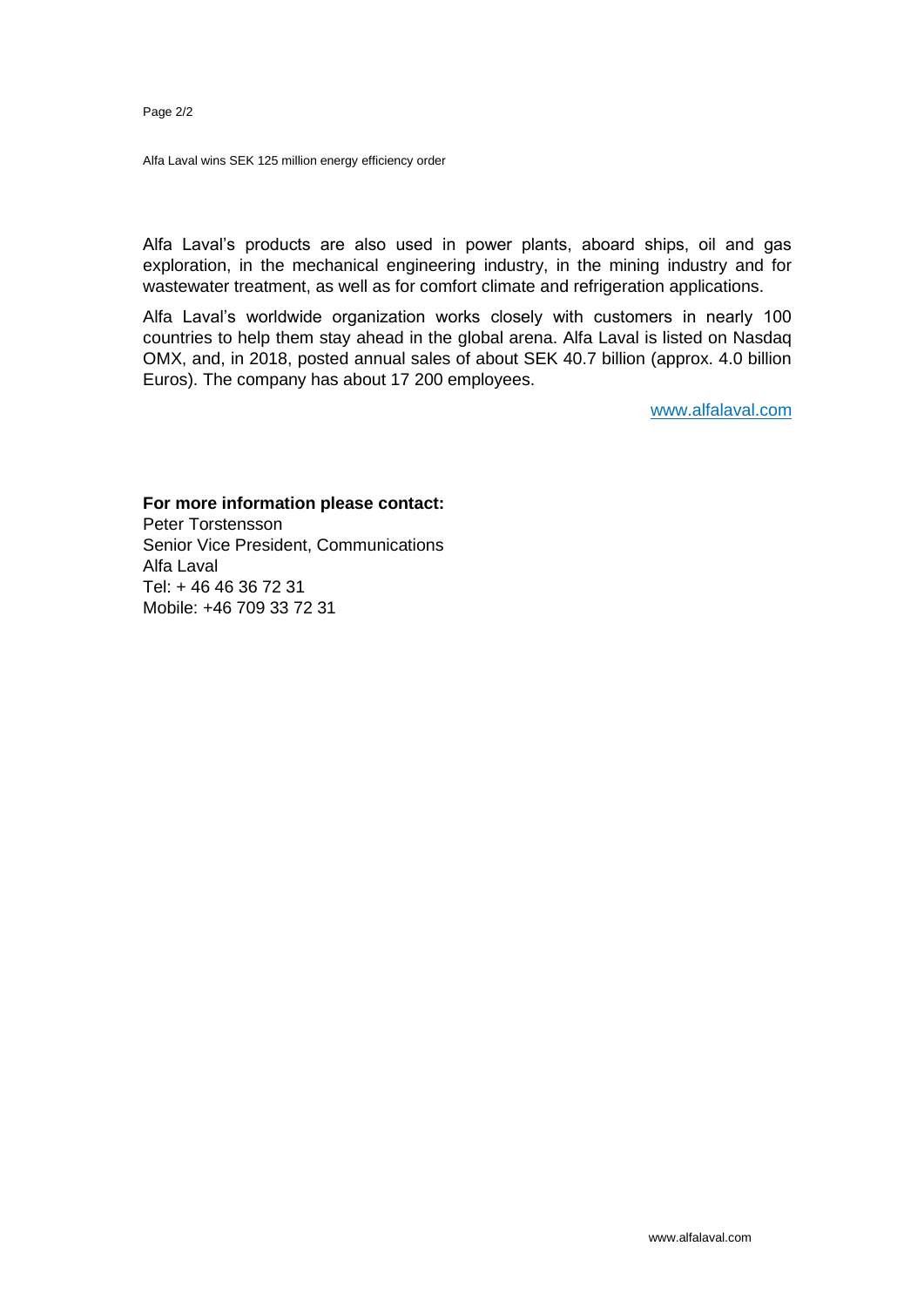Alfa Laval's products are also used in power plants, aboard ships, oil and gas exploration, in the mechanical engineering industry, in the mining industry and for wastewater treatment, as well as for comfort climate and refrigeration applications.

Alfa Laval's worldwide organization works closely with customers in nearly 100 countries to help them stay ahead in the global arena. Alfa Laval is listed on Nasdaq OMX, and, in 2018, posted annual sales of about SEK 40.7 billion (approx. 4.0 billion Euros). The company has about 17 200 employees.

www.alfalaval.com

**For more information please contact:**
Peter Torstensson
Senior Vice President, Communications
Alfa Laval
Tel: + 46 46 36 72 31
Mobile: +46 709 33 72 31